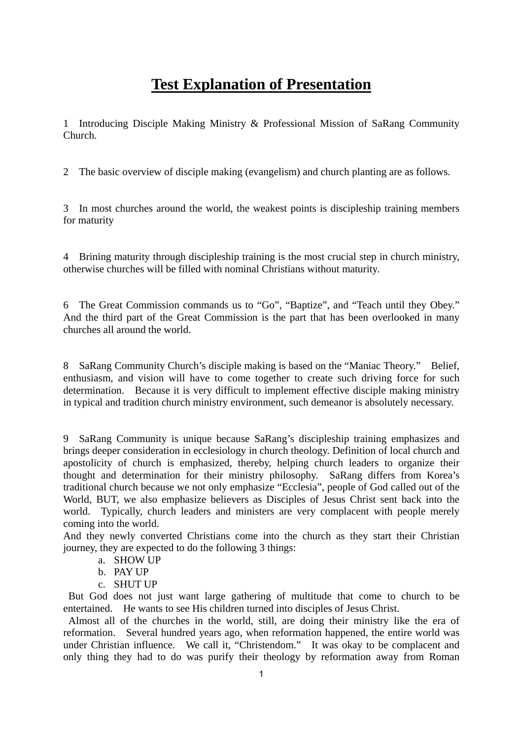# Test Explanation of Presentation

1 Introducing Disciple Making Ministry & Professional Mission of SaRang Community Church.

2 The basic overview of disciple making (evangelism) and church planting are as follows.

3 In most churches around the world, the weakest points is discipleship training members for maturity

4 Brining maturity through discipleship training is the most crucial step in church ministry, otherwise churches will be filled with nominal Christians without maturity.

6 The Great Commission commands us to "Go", "Baptize", and "Teach until they Obey." And the third part of the Great Commission is the part that has been overlooked in many churches all around the world.

8 SaRang Community Church's disciple making is based on the "Maniac Theory." Belief, enthusiasm, and vision will have to come together to create such driving force for such determination. Because it is very difficult to implement effective disciple making ministry in typical and tradition church ministry environment, such demeanor is absolutely necessary.

9 SaRang Community is unique because SaRang's discipleship training emphasizes and brings deeper consideration in ecclesiology in church theology. Definition of local church and apostolicity of church is emphasized, thereby, helping church leaders to organize their thought and determination for their ministry philosophy. SaRang differs from Korea's traditional church because we not only emphasize "Ecclesia", people of God called out of the World, BUT, we also emphasize believers as Disciples of Jesus Christ sent back into the world. Typically, church leaders and ministers are very complacent with people merely coming into the world.

And they newly converted Christians come into the church as they start their Christian journey, they are expected to do the following 3 things:

a. SHOW UP
b. PAY UP
c. SHUT UP

But God does not just want large gathering of multitude that come to church to be entertained. He wants to see His children turned into disciples of Jesus Christ.

Almost all of the churches in the world, still, are doing their ministry like the era of reformation. Several hundred years ago, when reformation happened, the entire world was under Christian influence. We call it, "Christendom." It was okay to be complacent and only thing they had to do was purify their theology by reformation away from Roman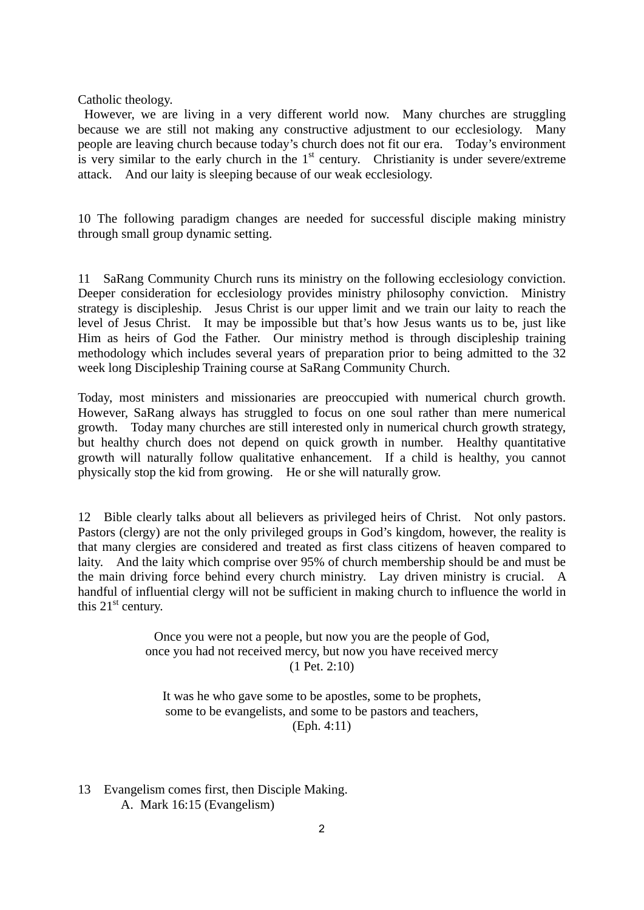Catholic theology.

However, we are living in a very different world now. Many churches are struggling because we are still not making any constructive adjustment to our ecclesiology. Many people are leaving church because today's church does not fit our era. Today's environment is very similar to the early church in the 1st century. Christianity is under severe/extreme attack. And our laity is sleeping because of our weak ecclesiology.

10 The following paradigm changes are needed for successful disciple making ministry through small group dynamic setting.

11 SaRang Community Church runs its ministry on the following ecclesiology conviction. Deeper consideration for ecclesiology provides ministry philosophy conviction. Ministry strategy is discipleship. Jesus Christ is our upper limit and we train our laity to reach the level of Jesus Christ. It may be impossible but that's how Jesus wants us to be, just like Him as heirs of God the Father. Our ministry method is through discipleship training methodology which includes several years of preparation prior to being admitted to the 32 week long Discipleship Training course at SaRang Community Church.

Today, most ministers and missionaries are preoccupied with numerical church growth. However, SaRang always has struggled to focus on one soul rather than mere numerical growth. Today many churches are still interested only in numerical church growth strategy, but healthy church does not depend on quick growth in number. Healthy quantitative growth will naturally follow qualitative enhancement. If a child is healthy, you cannot physically stop the kid from growing. He or she will naturally grow.

12 Bible clearly talks about all believers as privileged heirs of Christ. Not only pastors. Pastors (clergy) are not the only privileged groups in God's kingdom, however, the reality is that many clergies are considered and treated as first class citizens of heaven compared to laity. And the laity which comprise over 95% of church membership should be and must be the main driving force behind every church ministry. Lay driven ministry is crucial. A handful of influential clergy will not be sufficient in making church to influence the world in this 21st century.

> Once you were not a people, but now you are the people of God,
> once you had not received mercy, but now you have received mercy
> (1 Pet. 2:10)

> It was he who gave some to be apostles, some to be prophets,
> some to be evangelists, and some to be pastors and teachers,
> (Eph. 4:11)

13 Evangelism comes first, then Disciple Making.

A. Mark 16:15 (Evangelism)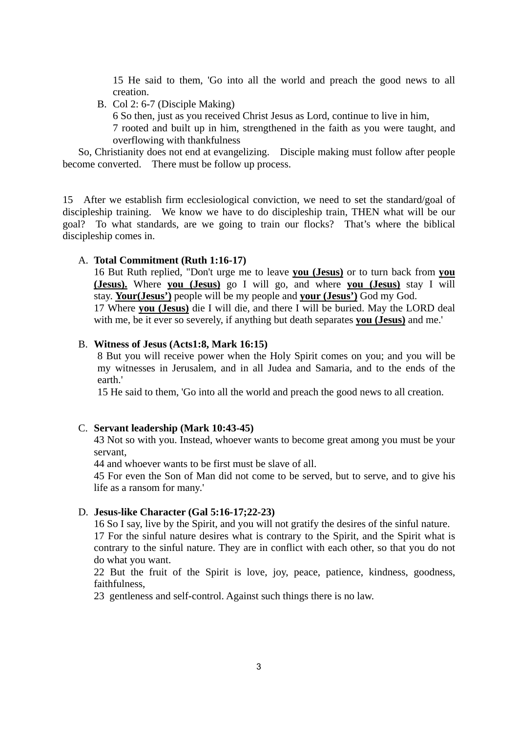15 He said to them, 'Go into all the world and preach the good news to all creation.

B. Col 2: 6-7 (Disciple Making)

6 So then, just as you received Christ Jesus as Lord, continue to live in him,
7 rooted and built up in him, strengthened in the faith as you were taught, and overflowing with thankfulness

So, Christianity does not end at evangelizing. Disciple making must follow after people become converted. There must be follow up process.

15 After we establish firm ecclesiological conviction, we need to set the standard/goal of discipleship training. We know we have to do discipleship train, THEN what will be our goal? To what standards, are we going to train our flocks? That's where the biblical discipleship comes in.

A. **Total Commitment (Ruth 1:16-17)**

16 But Ruth replied, "Don't urge me to leave **you (Jesus)** or to turn back from **you (Jesus).** Where **you (Jesus)** go I will go, and where **you (Jesus)** stay I will stay. **Your(Jesus')** people will be my people and **your (Jesus')** God my God.
17 Where **you (Jesus)** die I will die, and there I will be buried. May the LORD deal with me, be it ever so severely, if anything but death separates **you (Jesus)** and me.'

B. **Witness of Jesus (Acts1:8, Mark 16:15)**

8 But you will receive power when the Holy Spirit comes on you; and you will be my witnesses in Jerusalem, and in all Judea and Samaria, and to the ends of the earth.'
15 He said to them, 'Go into all the world and preach the good news to all creation.

C. **Servant leadership (Mark 10:43-45)**

43 Not so with you. Instead, whoever wants to become great among you must be your servant,
44 and whoever wants to be first must be slave of all.
45 For even the Son of Man did not come to be served, but to serve, and to give his life as a ransom for many.'

D. **Jesus-like Character (Gal 5:16-17;22-23)**

16 So I say, live by the Spirit, and you will not gratify the desires of the sinful nature.
17 For the sinful nature desires what is contrary to the Spirit, and the Spirit what is contrary to the sinful nature. They are in conflict with each other, so that you do not do what you want.
22 But the fruit of the Spirit is love, joy, peace, patience, kindness, goodness, faithfulness,
23 gentleness and self-control. Against such things there is no law.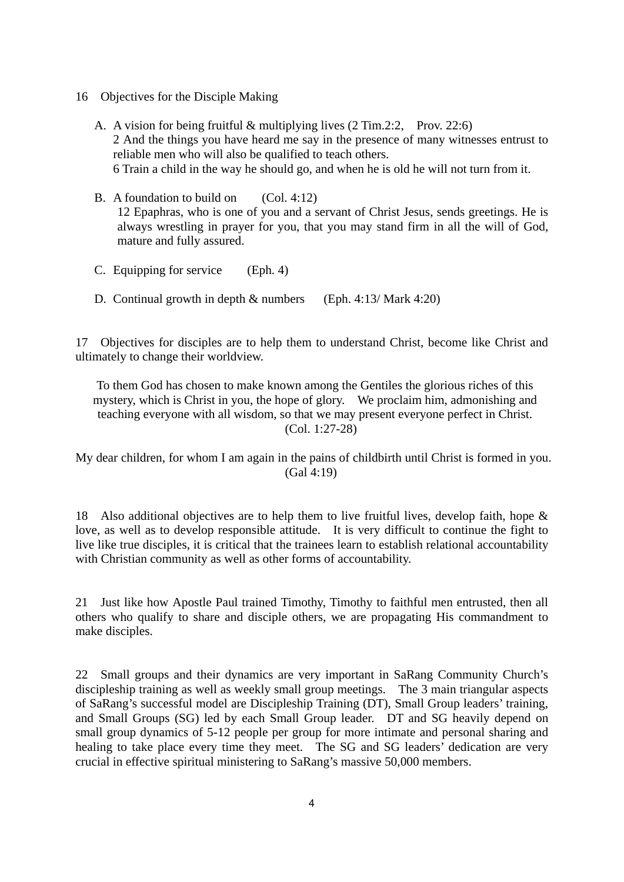16 Objectives for the Disciple Making

A. A vision for being fruitful & multiplying lives (2 Tim.2:2, Prov. 22:6)
   2 And the things you have heard me say in the presence of many witnesses entrust to reliable men who will also be qualified to teach others.
   6 Train a child in the way he should go, and when he is old he will not turn from it.

B. A foundation to build on (Col. 4:12)
   12 Epaphras, who is one of you and a servant of Christ Jesus, sends greetings. He is always wrestling in prayer for you, that you may stand firm in all the will of God, mature and fully assured.

C. Equipping for service (Eph. 4)

D. Continual growth in depth & numbers (Eph. 4:13/ Mark 4:20)

17 Objectives for disciples are to help them to understand Christ, become like Christ and ultimately to change their worldview.

To them God has chosen to make known among the Gentiles the glorious riches of this mystery, which is Christ in you, the hope of glory. We proclaim him, admonishing and teaching everyone with all wisdom, so that we may present everyone perfect in Christ.
(Col. 1:27-28)

My dear children, for whom I am again in the pains of childbirth until Christ is formed in you.
(Gal 4:19)

18 Also additional objectives are to help them to live fruitful lives, develop faith, hope & love, as well as to develop responsible attitude. It is very difficult to continue the fight to live like true disciples, it is critical that the trainees learn to establish relational accountability with Christian community as well as other forms of accountability.

21 Just like how Apostle Paul trained Timothy, Timothy to faithful men entrusted, then all others who qualify to share and disciple others, we are propagating His commandment to make disciples.

22 Small groups and their dynamics are very important in SaRang Community Church's discipleship training as well as weekly small group meetings. The 3 main triangular aspects of SaRang's successful model are Discipleship Training (DT), Small Group leaders' training, and Small Groups (SG) led by each Small Group leader. DT and SG heavily depend on small group dynamics of 5-12 people per group for more intimate and personal sharing and healing to take place every time they meet. The SG and SG leaders' dedication are very crucial in effective spiritual ministering to SaRang's massive 50,000 members.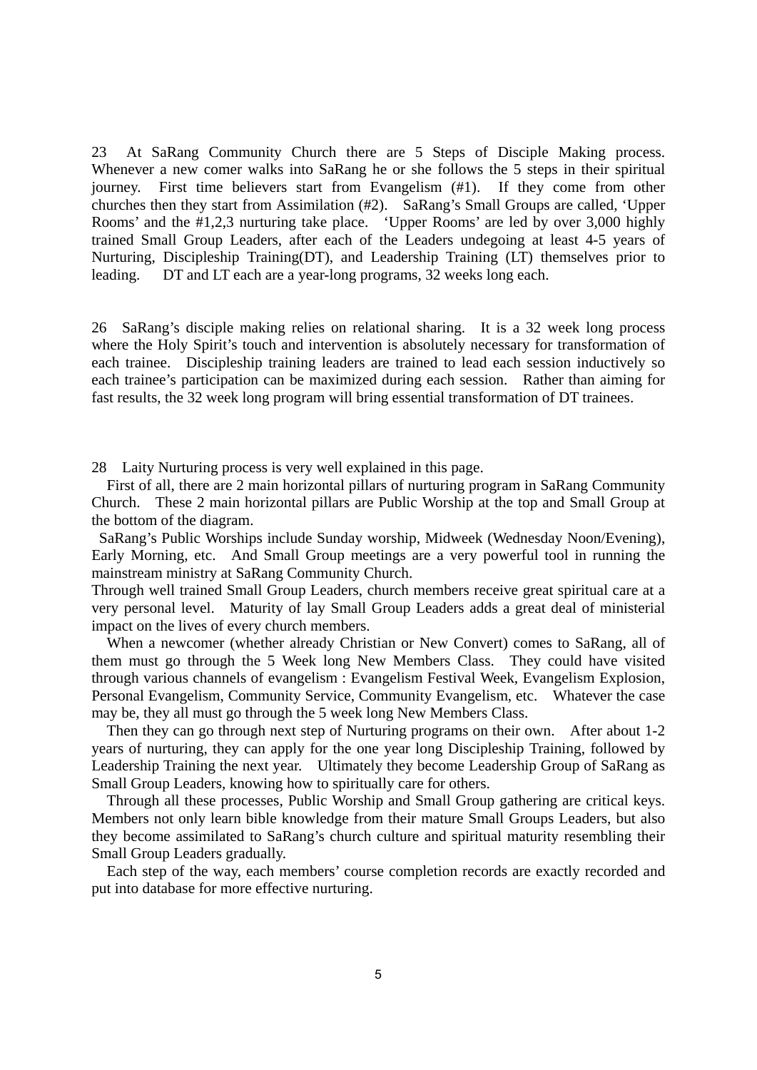23 At SaRang Community Church there are 5 Steps of Disciple Making process. Whenever a new comer walks into SaRang he or she follows the 5 steps in their spiritual journey. First time believers start from Evangelism (#1). If they come from other churches then they start from Assimilation (#2). SaRang's Small Groups are called, 'Upper Rooms' and the #1,2,3 nurturing take place. 'Upper Rooms' are led by over 3,000 highly trained Small Group Leaders, after each of the Leaders undegoing at least 4-5 years of Nurturing, Discipleship Training(DT), and Leadership Training (LT) themselves prior to leading. DT and LT each are a year-long programs, 32 weeks long each.

26 SaRang's disciple making relies on relational sharing. It is a 32 week long process where the Holy Spirit's touch and intervention is absolutely necessary for transformation of each trainee. Discipleship training leaders are trained to lead each session inductively so each trainee's participation can be maximized during each session. Rather than aiming for fast results, the 32 week long program will bring essential transformation of DT trainees.

28 Laity Nurturing process is very well explained in this page.

First of all, there are 2 main horizontal pillars of nurturing program in SaRang Community Church. These 2 main horizontal pillars are Public Worship at the top and Small Group at the bottom of the diagram.

SaRang's Public Worships include Sunday worship, Midweek (Wednesday Noon/Evening), Early Morning, etc. And Small Group meetings are a very powerful tool in running the mainstream ministry at SaRang Community Church.

Through well trained Small Group Leaders, church members receive great spiritual care at a very personal level. Maturity of lay Small Group Leaders adds a great deal of ministerial impact on the lives of every church members.

When a newcomer (whether already Christian or New Convert) comes to SaRang, all of them must go through the 5 Week long New Members Class. They could have visited through various channels of evangelism : Evangelism Festival Week, Evangelism Explosion, Personal Evangelism, Community Service, Community Evangelism, etc. Whatever the case may be, they all must go through the 5 week long New Members Class.

Then they can go through next step of Nurturing programs on their own. After about 1-2 years of nurturing, they can apply for the one year long Discipleship Training, followed by Leadership Training the next year. Ultimately they become Leadership Group of SaRang as Small Group Leaders, knowing how to spiritually care for others.

Through all these processes, Public Worship and Small Group gathering are critical keys. Members not only learn bible knowledge from their mature Small Groups Leaders, but also they become assimilated to SaRang's church culture and spiritual maturity resembling their Small Group Leaders gradually.

Each step of the way, each members' course completion records are exactly recorded and put into database for more effective nurturing.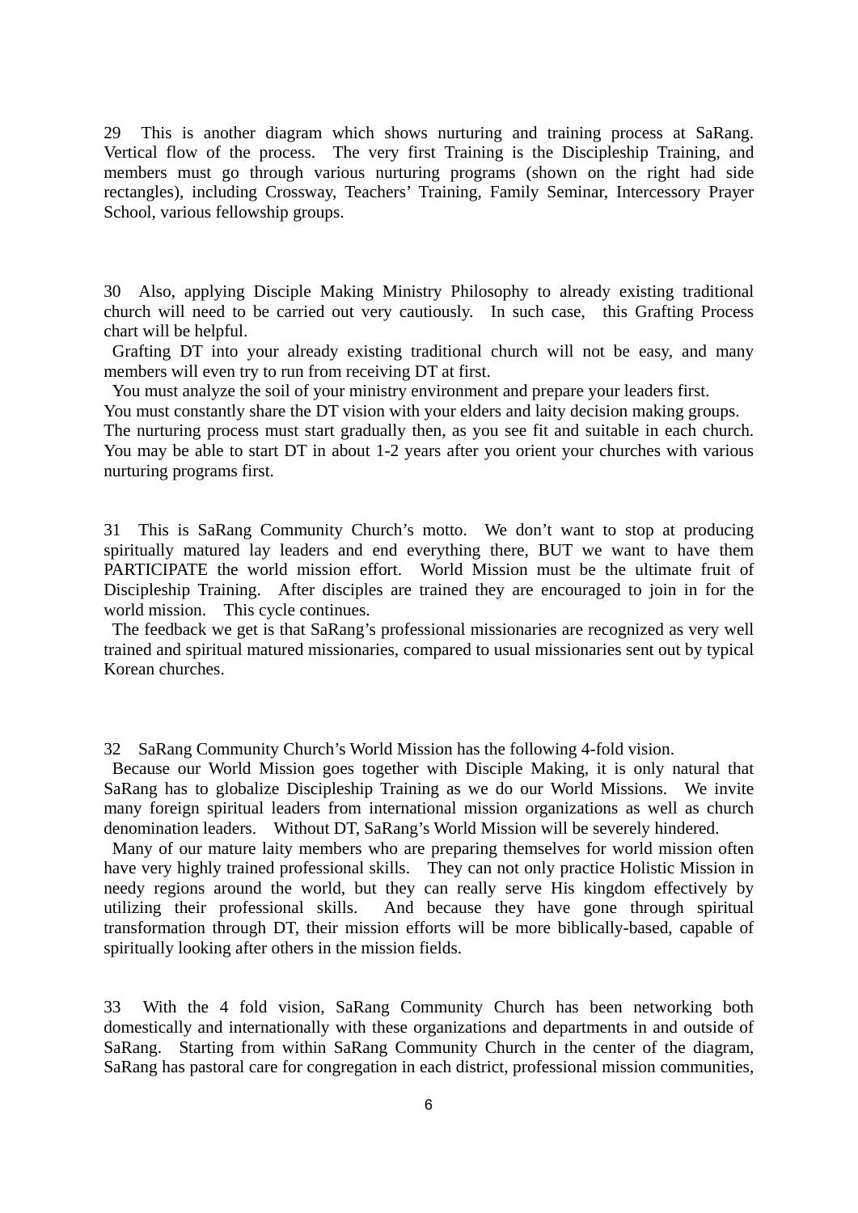29 This is another diagram which shows nurturing and training process at SaRang. Vertical flow of the process. The very first Training is the Discipleship Training, and members must go through various nurturing programs (shown on the right had side rectangles), including Crossway, Teachers' Training, Family Seminar, Intercessory Prayer School, various fellowship groups.

30 Also, applying Disciple Making Ministry Philosophy to already existing traditional church will need to be carried out very cautiously. In such case, this Grafting Process chart will be helpful.

Grafting DT into your already existing traditional church will not be easy, and many members will even try to run from receiving DT at first.

You must analyze the soil of your ministry environment and prepare your leaders first.

You must constantly share the DT vision with your elders and laity decision making groups.

The nurturing process must start gradually then, as you see fit and suitable in each church. You may be able to start DT in about 1-2 years after you orient your churches with various nurturing programs first.

31 This is SaRang Community Church's motto. We don't want to stop at producing spiritually matured lay leaders and end everything there, BUT we want to have them PARTICIPATE the world mission effort. World Mission must be the ultimate fruit of Discipleship Training. After disciples are trained they are encouraged to join in for the world mission. This cycle continues.

The feedback we get is that SaRang's professional missionaries are recognized as very well trained and spiritual matured missionaries, compared to usual missionaries sent out by typical Korean churches.

32 SaRang Community Church's World Mission has the following 4-fold vision.

Because our World Mission goes together with Disciple Making, it is only natural that SaRang has to globalize Discipleship Training as we do our World Missions. We invite many foreign spiritual leaders from international mission organizations as well as church denomination leaders. Without DT, SaRang's World Mission will be severely hindered.

Many of our mature laity members who are preparing themselves for world mission often have very highly trained professional skills. They can not only practice Holistic Mission in needy regions around the world, but they can really serve His kingdom effectively by utilizing their professional skills. And because they have gone through spiritual transformation through DT, their mission efforts will be more biblically-based, capable of spiritually looking after others in the mission fields.

33 With the 4 fold vision, SaRang Community Church has been networking both domestically and internationally with these organizations and departments in and outside of SaRang. Starting from within SaRang Community Church in the center of the diagram, SaRang has pastoral care for congregation in each district, professional mission communities,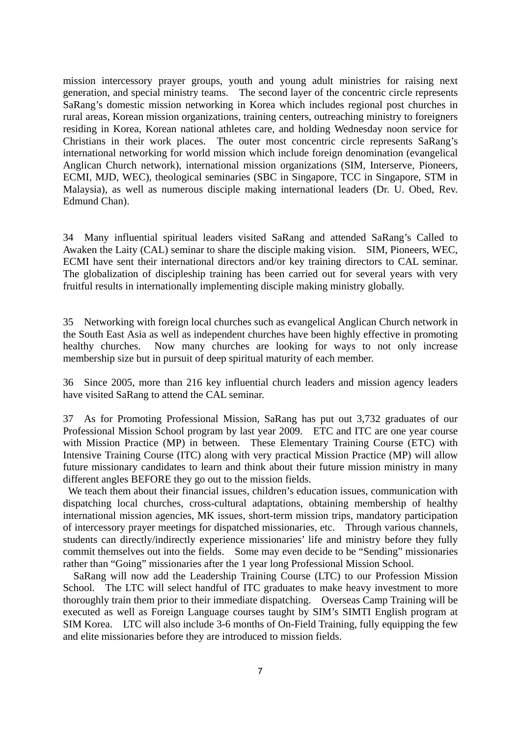mission intercessory prayer groups, youth and young adult ministries for raising next generation, and special ministry teams. The second layer of the concentric circle represents SaRang's domestic mission networking in Korea which includes regional post churches in rural areas, Korean mission organizations, training centers, outreaching ministry to foreigners residing in Korea, Korean national athletes care, and holding Wednesday noon service for Christians in their work places. The outer most concentric circle represents SaRang's international networking for world mission which include foreign denomination (evangelical Anglican Church network), international mission organizations (SIM, Interserve, Pioneers, ECMI, MJD, WEC), theological seminaries (SBC in Singapore, TCC in Singapore, STM in Malaysia), as well as numerous disciple making international leaders (Dr. U. Obed, Rev. Edmund Chan).

34 Many influential spiritual leaders visited SaRang and attended SaRang's Called to Awaken the Laity (CAL) seminar to share the disciple making vision. SIM, Pioneers, WEC, ECMI have sent their international directors and/or key training directors to CAL seminar. The globalization of discipleship training has been carried out for several years with very fruitful results in internationally implementing disciple making ministry globally.

35 Networking with foreign local churches such as evangelical Anglican Church network in the South East Asia as well as independent churches have been highly effective in promoting healthy churches. Now many churches are looking for ways to not only increase membership size but in pursuit of deep spiritual maturity of each member.

36 Since 2005, more than 216 key influential church leaders and mission agency leaders have visited SaRang to attend the CAL seminar.

37 As for Promoting Professional Mission, SaRang has put out 3,732 graduates of our Professional Mission School program by last year 2009. ETC and ITC are one year course with Mission Practice (MP) in between. These Elementary Training Course (ETC) with Intensive Training Course (ITC) along with very practical Mission Practice (MP) will allow future missionary candidates to learn and think about their future mission ministry in many different angles BEFORE they go out to the mission fields.

We teach them about their financial issues, children's education issues, communication with dispatching local churches, cross-cultural adaptations, obtaining membership of healthy international mission agencies, MK issues, short-term mission trips, mandatory participation of intercessory prayer meetings for dispatched missionaries, etc. Through various channels, students can directly/indirectly experience missionaries' life and ministry before they fully commit themselves out into the fields. Some may even decide to be "Sending" missionaries rather than "Going" missionaries after the 1 year long Professional Mission School.

SaRang will now add the Leadership Training Course (LTC) to our Profession Mission School. The LTC will select handful of ITC graduates to make heavy investment to more thoroughly train them prior to their immediate dispatching. Overseas Camp Training will be executed as well as Foreign Language courses taught by SIM's SIMTI English program at SIM Korea. LTC will also include 3-6 months of On-Field Training, fully equipping the few and elite missionaries before they are introduced to mission fields.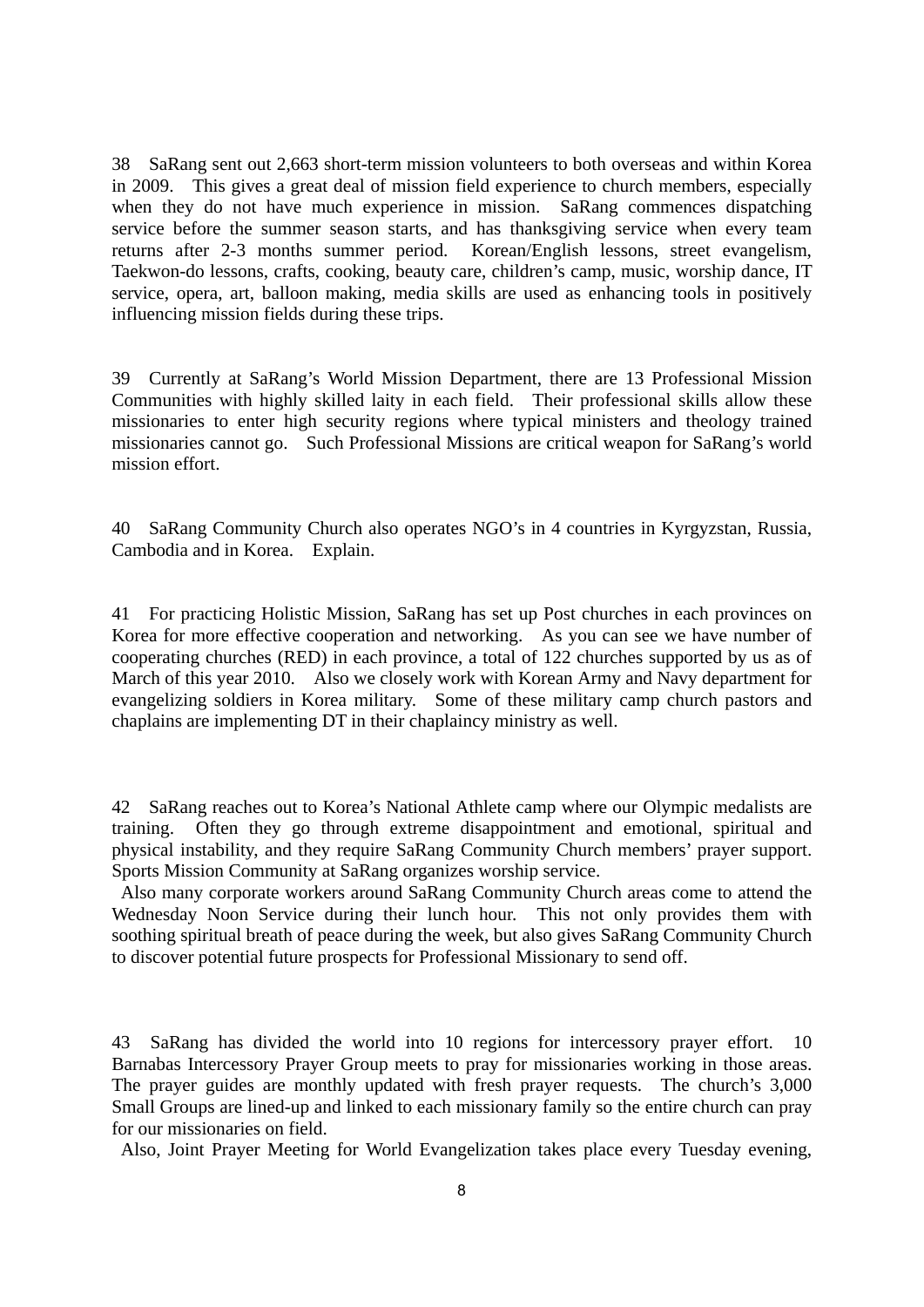38  SaRang sent out 2,663 short-term mission volunteers to both overseas and within Korea in 2009.  This gives a great deal of mission field experience to church members, especially when they do not have much experience in mission.  SaRang commences dispatching service before the summer season starts, and has thanksgiving service when every team returns after 2-3 months summer period.  Korean/English lessons, street evangelism, Taekwon-do lessons, crafts, cooking, beauty care, children's camp, music, worship dance, IT service, opera, art, balloon making, media skills are used as enhancing tools in positively influencing mission fields during these trips.

39  Currently at SaRang's World Mission Department, there are 13 Professional Mission Communities with highly skilled laity in each field.  Their professional skills allow these missionaries to enter high security regions where typical ministers and theology trained missionaries cannot go.  Such Professional Missions are critical weapon for SaRang's world mission effort.

40  SaRang Community Church also operates NGO's in 4 countries in Kyrgyzstan, Russia, Cambodia and in Korea.  Explain.

41  For practicing Holistic Mission, SaRang has set up Post churches in each provinces on Korea for more effective cooperation and networking.  As you can see we have number of cooperating churches (RED) in each province, a total of 122 churches supported by us as of March of this year 2010.  Also we closely work with Korean Army and Navy department for evangelizing soldiers in Korea military.  Some of these military camp church pastors and chaplains are implementing DT in their chaplaincy ministry as well.

42  SaRang reaches out to Korea's National Athlete camp where our Olympic medalists are training.  Often they go through extreme disappointment and emotional, spiritual and physical instability, and they require SaRang Community Church members' prayer support. Sports Mission Community at SaRang organizes worship service.

Also many corporate workers around SaRang Community Church areas come to attend the Wednesday Noon Service during their lunch hour.  This not only provides them with soothing spiritual breath of peace during the week, but also gives SaRang Community Church to discover potential future prospects for Professional Missionary to send off.

43  SaRang has divided the world into 10 regions for intercessory prayer effort.  10 Barnabas Intercessory Prayer Group meets to pray for missionaries working in those areas. The prayer guides are monthly updated with fresh prayer requests.  The church's 3,000 Small Groups are lined-up and linked to each missionary family so the entire church can pray for our missionaries on field.

Also, Joint Prayer Meeting for World Evangelization takes place every Tuesday evening,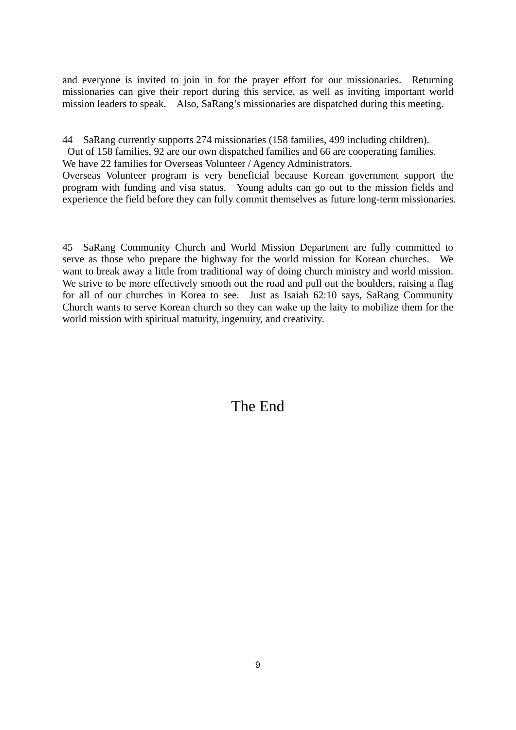and everyone is invited to join in for the prayer effort for our missionaries. Returning missionaries can give their report during this service, as well as inviting important world mission leaders to speak. Also, SaRang's missionaries are dispatched during this meeting.

44 SaRang currently supports 274 missionaries (158 families, 499 including children). Out of 158 families, 92 are our own dispatched families and 66 are cooperating families. We have 22 families for Overseas Volunteer / Agency Administrators.
Overseas Volunteer program is very beneficial because Korean government support the program with funding and visa status. Young adults can go out to the mission fields and experience the field before they can fully commit themselves as future long-term missionaries.

45 SaRang Community Church and World Mission Department are fully committed to serve as those who prepare the highway for the world mission for Korean churches. We want to break away a little from traditional way of doing church ministry and world mission. We strive to be more effectively smooth out the road and pull out the boulders, raising a flag for all of our churches in Korea to see. Just as Isaiah 62:10 says, SaRang Community Church wants to serve Korean church so they can wake up the laity to mobilize them for the world mission with spiritual maturity, ingenuity, and creativity.

## The End